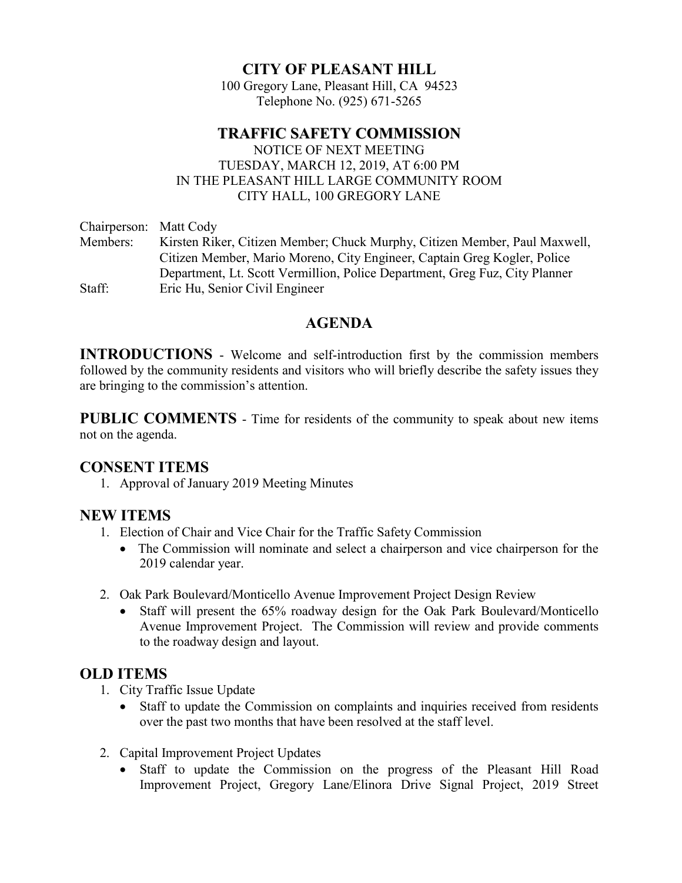# CITY OF PLEASANT HILL

100 Gregory Lane, Pleasant Hill, CA 94523
Telephone No. (925) 671-5265

## TRAFFIC SAFETY COMMISSION

NOTICE OF NEXT MEETING
TUESDAY, MARCH 12, 2019, AT 6:00 PM
IN THE PLEASANT HILL LARGE COMMUNITY ROOM
CITY HALL, 100 GREGORY LANE

Chairperson: Matt Cody
Members: Kirsten Riker, Citizen Member; Chuck Murphy, Citizen Member, Paul Maxwell, Citizen Member, Mario Moreno, City Engineer, Captain Greg Kogler, Police Department, Lt. Scott Vermillion, Police Department, Greg Fuz, City Planner
Staff: Eric Hu, Senior Civil Engineer

## AGENDA

**INTRODUCTIONS** - Welcome and self-introduction first by the commission members followed by the community residents and visitors who will briefly describe the safety issues they are bringing to the commission's attention.

**PUBLIC COMMENTS** - Time for residents of the community to speak about new items not on the agenda.

### CONSENT ITEMS

1. Approval of January 2019 Meeting Minutes

### NEW ITEMS

1. Election of Chair and Vice Chair for the Traffic Safety Commission
   - The Commission will nominate and select a chairperson and vice chairperson for the 2019 calendar year.

2. Oak Park Boulevard/Monticello Avenue Improvement Project Design Review
   - Staff will present the 65% roadway design for the Oak Park Boulevard/Monticello Avenue Improvement Project. The Commission will review and provide comments to the roadway design and layout.

### OLD ITEMS

1. City Traffic Issue Update
   - Staff to update the Commission on complaints and inquiries received from residents over the past two months that have been resolved at the staff level.

2. Capital Improvement Project Updates
   - Staff to update the Commission on the progress of the Pleasant Hill Road Improvement Project, Gregory Lane/Elinora Drive Signal Project, 2019 Street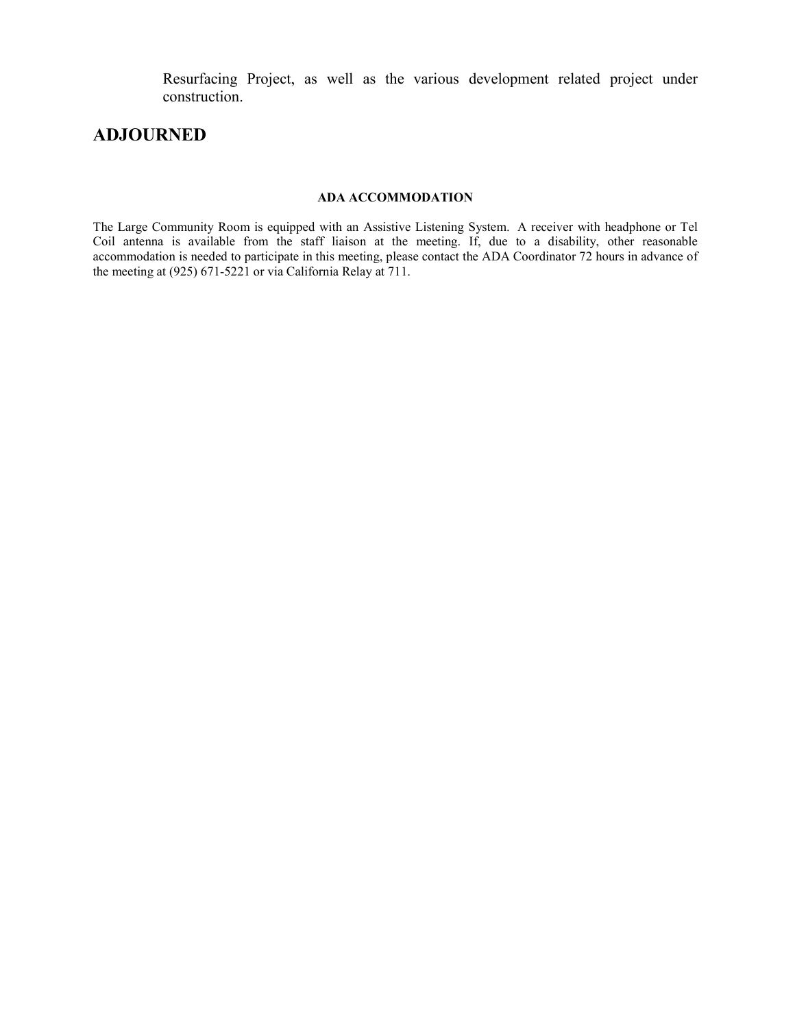Resurfacing Project, as well as the various development related project under construction.

## ADJOURNED

**ADA ACCOMMODATION**

The Large Community Room is equipped with an Assistive Listening System. A receiver with headphone or Tel Coil antenna is available from the staff liaison at the meeting. If, due to a disability, other reasonable accommodation is needed to participate in this meeting, please contact the ADA Coordinator 72 hours in advance of the meeting at (925) 671-5221 or via California Relay at 711.